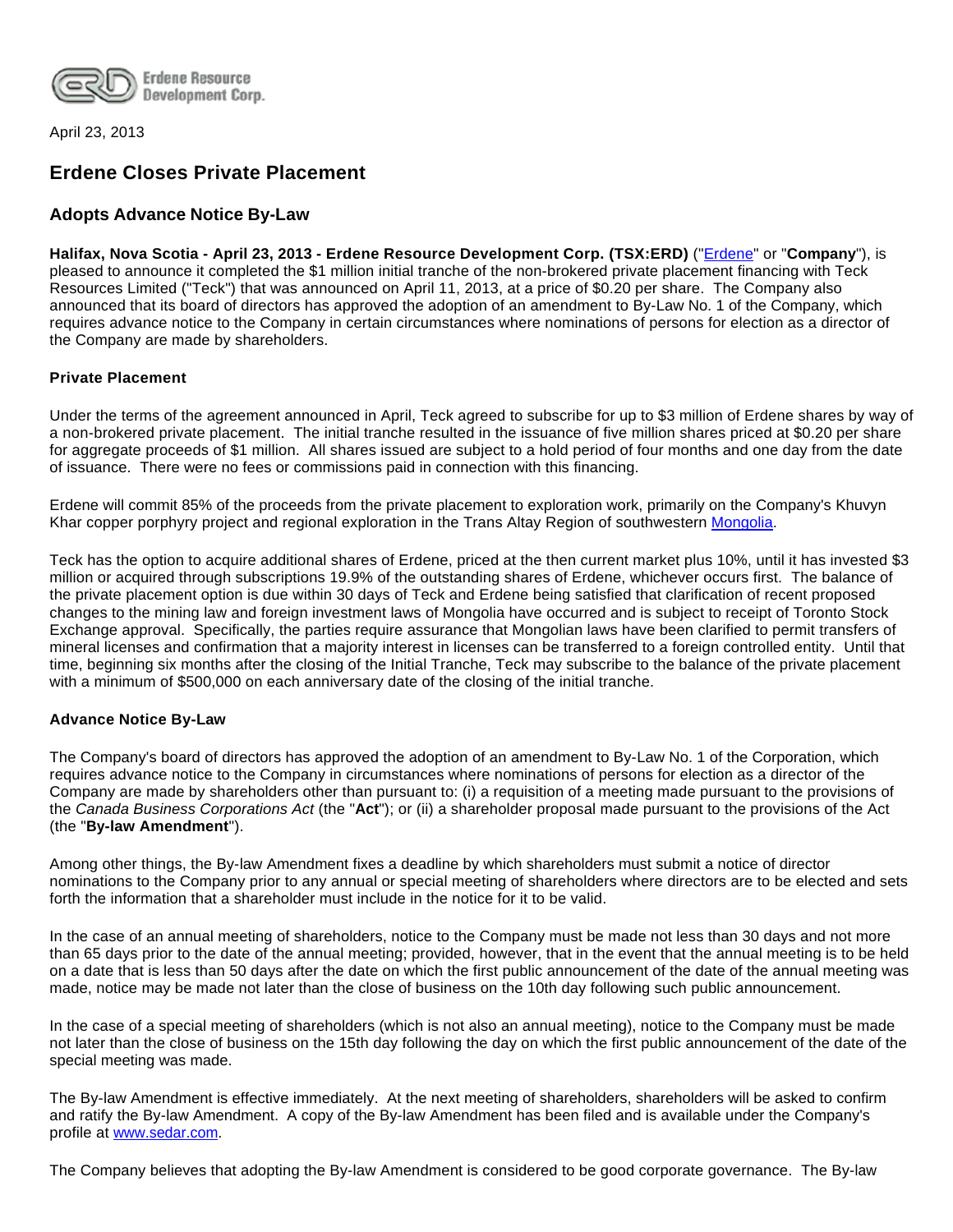Erdene Resource Development Corp.

April 23, 2013

## Erdene Closes Private Placement

### Adopts Advance Notice By-Law

**Halifax, Nova Scotia - April 23, 2013 - Erdene Resource Development Corp. (TSX:ERD)** ("Erdene" or "**Company**"), is pleased to announce it completed the $1 million initial tranche of the non-brokered private placement financing with Teck Resources Limited ("Teck") that was announced on April 11, 2013, at a price of $0.20 per share. The Company also announced that its board of directors has approved the adoption of an amendment to By-Law No. 1 of the Company, which requires advance notice to the Company in certain circumstances where nominations of persons for election as a director of the Company are made by shareholders.

**Private Placement**

Under the terms of the agreement announced in April, Teck agreed to subscribe for up to $3 million of Erdene shares by way of a non-brokered private placement. The initial tranche resulted in the issuance of five million shares priced at $0.20 per share for aggregate proceeds of $1 million. All shares issued are subject to a hold period of four months and one day from the date of issuance. There were no fees or commissions paid in connection with this financing.

Erdene will commit 85% of the proceeds from the private placement to exploration work, primarily on the Company's Khuvyn Khar copper porphyry project and regional exploration in the Trans Altay Region of southwestern Mongolia.

Teck has the option to acquire additional shares of Erdene, priced at the then current market plus 10%, until it has invested $3 million or acquired through subscriptions 19.9% of the outstanding shares of Erdene, whichever occurs first. The balance of the private placement option is due within 30 days of Teck and Erdene being satisfied that clarification of recent proposed changes to the mining law and foreign investment laws of Mongolia have occurred and is subject to receipt of Toronto Stock Exchange approval. Specifically, the parties require assurance that Mongolian laws have been clarified to permit transfers of mineral licenses and confirmation that a majority interest in licenses can be transferred to a foreign controlled entity. Until that time, beginning six months after the closing of the Initial Tranche, Teck may subscribe to the balance of the private placement with a minimum of $500,000 on each anniversary date of the closing of the initial tranche.

**Advance Notice By-Law**

The Company's board of directors has approved the adoption of an amendment to By-Law No. 1 of the Corporation, which requires advance notice to the Company in circumstances where nominations of persons for election as a director of the Company are made by shareholders other than pursuant to: (i) a requisition of a meeting made pursuant to the provisions of the *Canada Business Corporations Act* (the "**Act**"); or (ii) a shareholder proposal made pursuant to the provisions of the Act (the "**By-law Amendment**").

Among other things, the By-law Amendment fixes a deadline by which shareholders must submit a notice of director nominations to the Company prior to any annual or special meeting of shareholders where directors are to be elected and sets forth the information that a shareholder must include in the notice for it to be valid.

In the case of an annual meeting of shareholders, notice to the Company must be made not less than 30 days and not more than 65 days prior to the date of the annual meeting; provided, however, that in the event that the annual meeting is to be held on a date that is less than 50 days after the date on which the first public announcement of the date of the annual meeting was made, notice may be made not later than the close of business on the 10th day following such public announcement.

In the case of a special meeting of shareholders (which is not also an annual meeting), notice to the Company must be made not later than the close of business on the 15th day following the day on which the first public announcement of the date of the special meeting was made.

The By-law Amendment is effective immediately. At the next meeting of shareholders, shareholders will be asked to confirm and ratify the By-law Amendment. A copy of the By-law Amendment has been filed and is available under the Company's profile at www.sedar.com.

The Company believes that adopting the By-law Amendment is considered to be good corporate governance. The By-law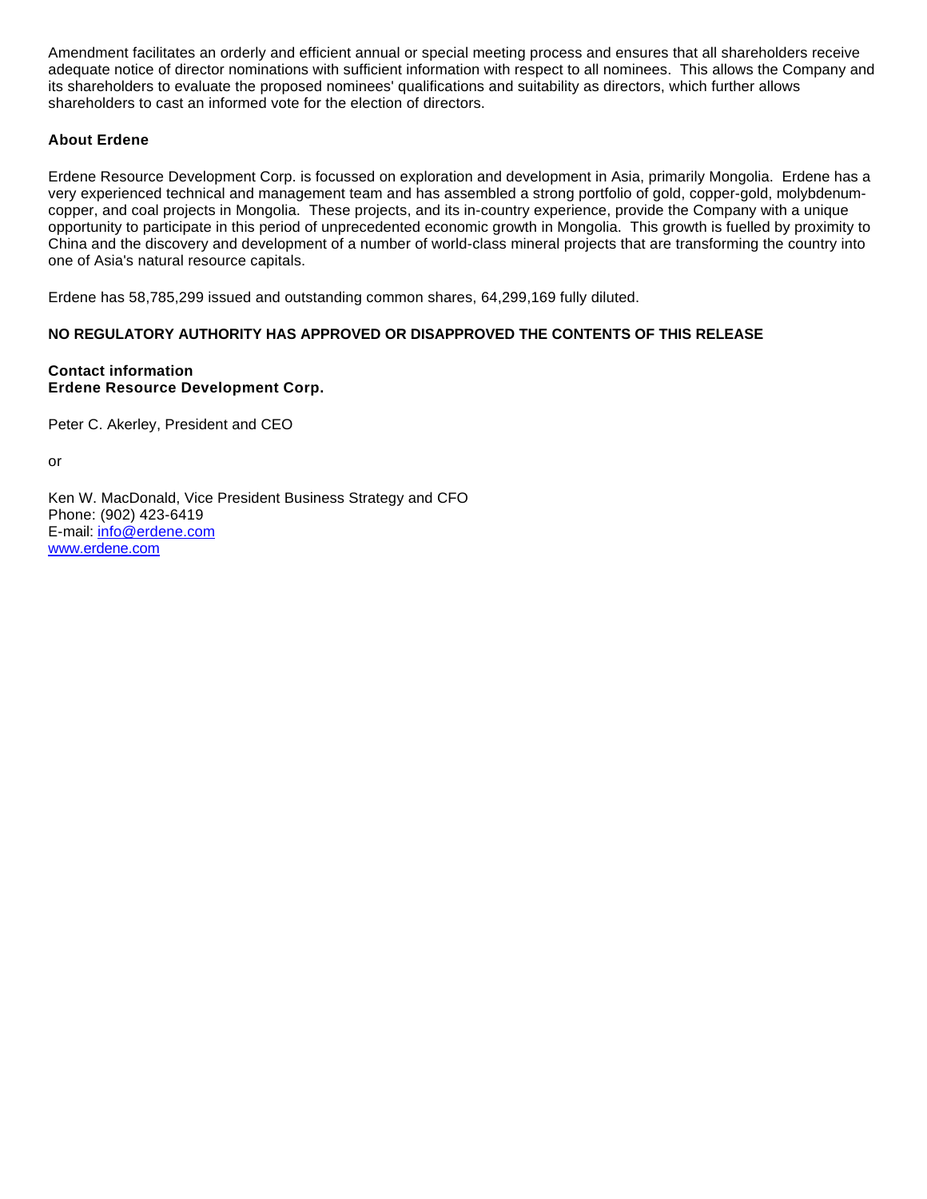Amendment facilitates an orderly and efficient annual or special meeting process and ensures that all shareholders receive adequate notice of director nominations with sufficient information with respect to all nominees. This allows the Company and its shareholders to evaluate the proposed nominees' qualifications and suitability as directors, which further allows shareholders to cast an informed vote for the election of directors.

**About Erdene**

Erdene Resource Development Corp. is focussed on exploration and development in Asia, primarily Mongolia. Erdene has a very experienced technical and management team and has assembled a strong portfolio of gold, copper-gold, molybdenum-copper, and coal projects in Mongolia. These projects, and its in-country experience, provide the Company with a unique opportunity to participate in this period of unprecedented economic growth in Mongolia. This growth is fuelled by proximity to China and the discovery and development of a number of world-class mineral projects that are transforming the country into one of Asia's natural resource capitals.

Erdene has 58,785,299 issued and outstanding common shares, 64,299,169 fully diluted.

**NO REGULATORY AUTHORITY HAS APPROVED OR DISAPPROVED THE CONTENTS OF THIS RELEASE**

**Contact information**
**Erdene Resource Development Corp.**

Peter C. Akerley, President and CEO

or

Ken W. MacDonald, Vice President Business Strategy and CFO
Phone: (902) 423-6419
E-mail: info@erdene.com
www.erdene.com